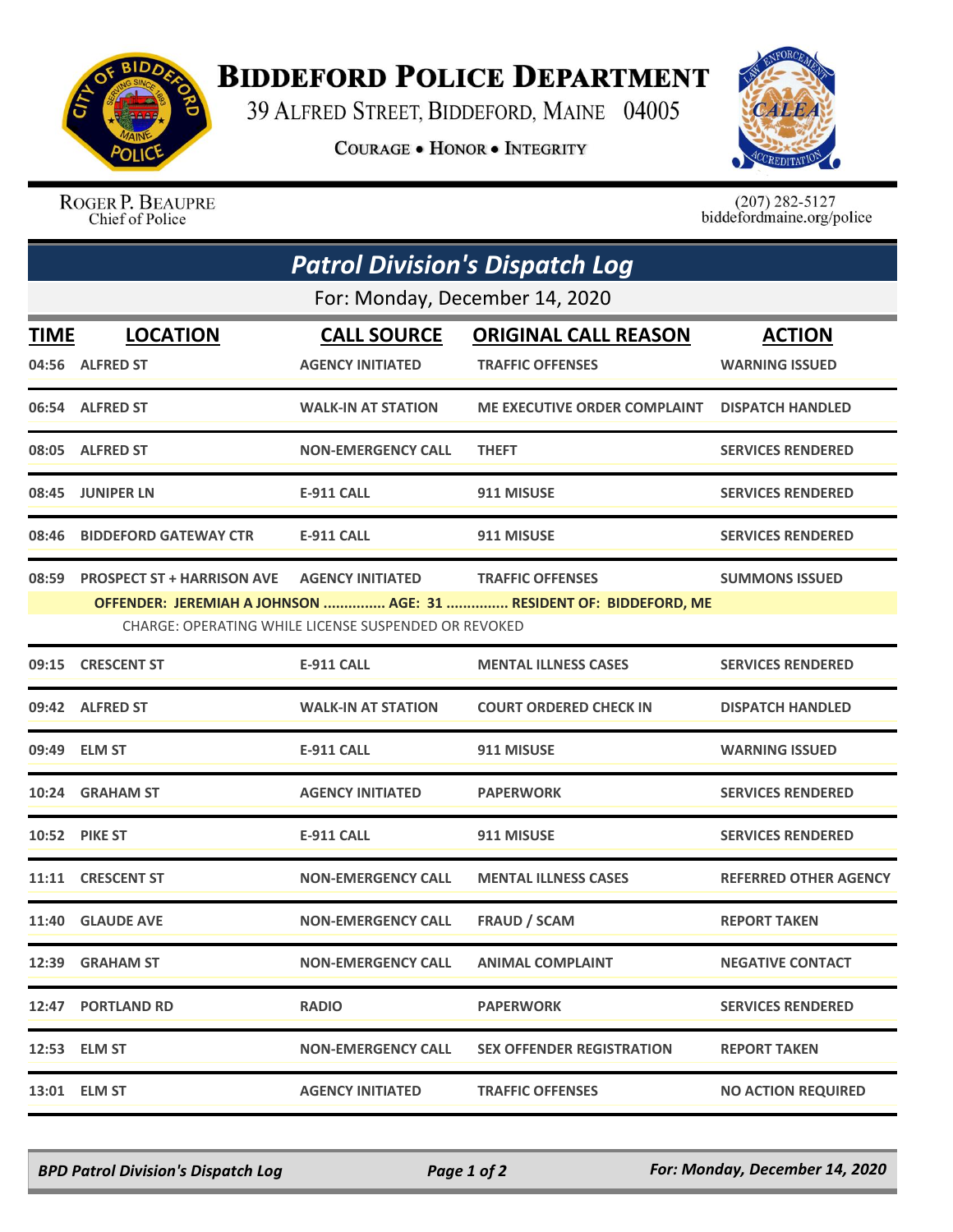# Biddeford Police Department

39 Alfred Street, Biddeford, Maine 04005

Courage • Honor • Integrity

Roger P. Beaupre
Chief of Police

(207) 282-5127
biddefordmaine.org/police

## Patrol Division's Dispatch Log

For: Monday, December 14, 2020

| TIME | LOCATION | CALL SOURCE | ORIGINAL CALL REASON | ACTION |
|---|---|---|---|---|
| 04:56 | ALFRED ST | AGENCY INITIATED | TRAFFIC OFFENSES | WARNING ISSUED |
| 06:54 | ALFRED ST | WALK-IN AT STATION | ME EXECUTIVE ORDER COMPLAINT | DISPATCH HANDLED |
| 08:05 | ALFRED ST | NON-EMERGENCY CALL | THEFT | SERVICES RENDERED |
| 08:45 | JUNIPER LN | E-911 CALL | 911 MISUSE | SERVICES RENDERED |
| 08:46 | BIDDEFORD GATEWAY CTR | E-911 CALL | 911 MISUSE | SERVICES RENDERED |
| 08:59 | PROSPECT ST + HARRISON AVE | AGENCY INITIATED | TRAFFIC OFFENSES | SUMMONS ISSUED |
| | OFFENDER: JEREMIAH A JOHNSON ............... AGE: 31 ............... RESIDENT OF: BIDDEFORD, ME<br>CHARGE: OPERATING WHILE LICENSE SUSPENDED OR REVOKED | | | |
| 09:15 | CRESCENT ST | E-911 CALL | MENTAL ILLNESS CASES | SERVICES RENDERED |
| 09:42 | ALFRED ST | WALK-IN AT STATION | COURT ORDERED CHECK IN | DISPATCH HANDLED |
| 09:49 | ELM ST | E-911 CALL | 911 MISUSE | WARNING ISSUED |
| 10:24 | GRAHAM ST | AGENCY INITIATED | PAPERWORK | SERVICES RENDERED |
| 10:52 | PIKE ST | E-911 CALL | 911 MISUSE | SERVICES RENDERED |
| 11:11 | CRESCENT ST | NON-EMERGENCY CALL | MENTAL ILLNESS CASES | REFERRED OTHER AGENCY |
| 11:40 | GLAUDE AVE | NON-EMERGENCY CALL | FRAUD / SCAM | REPORT TAKEN |
| 12:39 | GRAHAM ST | NON-EMERGENCY CALL | ANIMAL COMPLAINT | NEGATIVE CONTACT |
| 12:47 | PORTLAND RD | RADIO | PAPERWORK | SERVICES RENDERED |
| 12:53 | ELM ST | NON-EMERGENCY CALL | SEX OFFENDER REGISTRATION | REPORT TAKEN |
| 13:01 | ELM ST | AGENCY INITIATED | TRAFFIC OFFENSES | NO ACTION REQUIRED |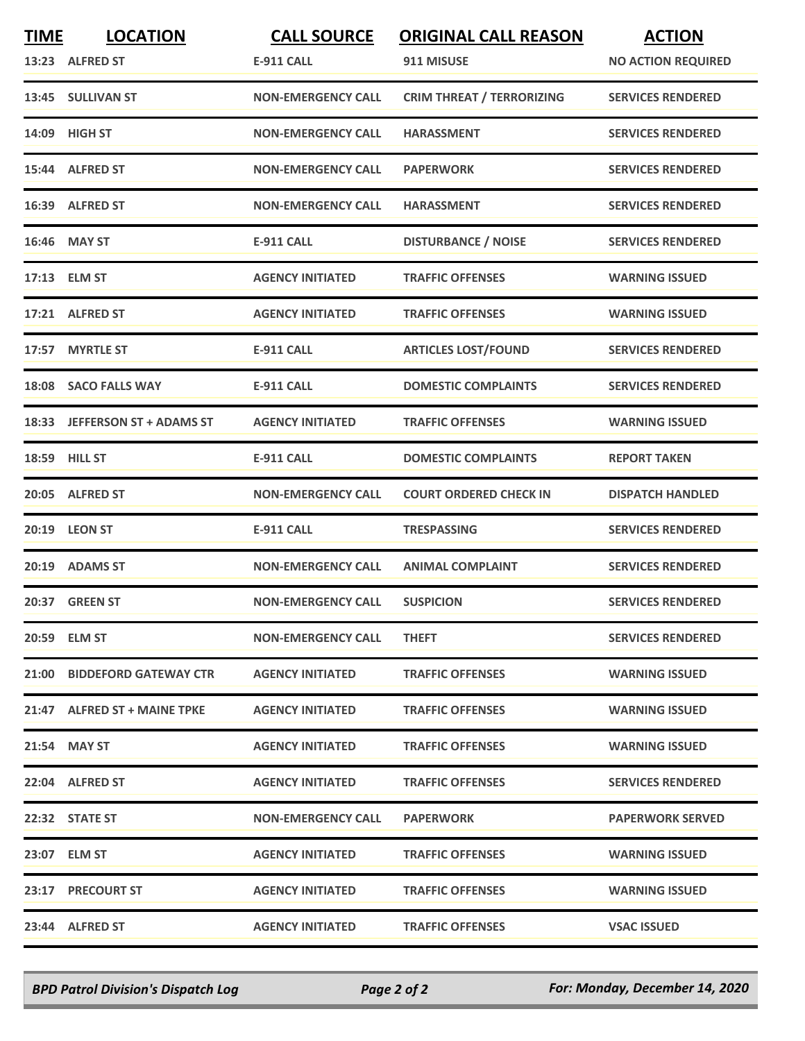| TIME | LOCATION | CALL SOURCE | ORIGINAL CALL REASON | ACTION |
|---|---|---|---|---|
| 13:23 | ALFRED ST | E-911 CALL | 911 MISUSE | NO ACTION REQUIRED |
| 13:45 | SULLIVAN ST | NON-EMERGENCY CALL | CRIM THREAT / TERRORIZING | SERVICES RENDERED |
| 14:09 | HIGH ST | NON-EMERGENCY CALL | HARASSMENT | SERVICES RENDERED |
| 15:44 | ALFRED ST | NON-EMERGENCY CALL | PAPERWORK | SERVICES RENDERED |
| 16:39 | ALFRED ST | NON-EMERGENCY CALL | HARASSMENT | SERVICES RENDERED |
| 16:46 | MAY ST | E-911 CALL | DISTURBANCE / NOISE | SERVICES RENDERED |
| 17:13 | ELM ST | AGENCY INITIATED | TRAFFIC OFFENSES | WARNING ISSUED |
| 17:21 | ALFRED ST | AGENCY INITIATED | TRAFFIC OFFENSES | WARNING ISSUED |
| 17:57 | MYRTLE ST | E-911 CALL | ARTICLES LOST/FOUND | SERVICES RENDERED |
| 18:08 | SACO FALLS WAY | E-911 CALL | DOMESTIC COMPLAINTS | SERVICES RENDERED |
| 18:33 | JEFFERSON ST + ADAMS ST | AGENCY INITIATED | TRAFFIC OFFENSES | WARNING ISSUED |
| 18:59 | HILL ST | E-911 CALL | DOMESTIC COMPLAINTS | REPORT TAKEN |
| 20:05 | ALFRED ST | NON-EMERGENCY CALL | COURT ORDERED CHECK IN | DISPATCH HANDLED |
| 20:19 | LEON ST | E-911 CALL | TRESPASSING | SERVICES RENDERED |
| 20:19 | ADAMS ST | NON-EMERGENCY CALL | ANIMAL COMPLAINT | SERVICES RENDERED |
| 20:37 | GREEN ST | NON-EMERGENCY CALL | SUSPICION | SERVICES RENDERED |
| 20:59 | ELM ST | NON-EMERGENCY CALL | THEFT | SERVICES RENDERED |
| 21:00 | BIDDEFORD GATEWAY CTR | AGENCY INITIATED | TRAFFIC OFFENSES | WARNING ISSUED |
| 21:47 | ALFRED ST + MAINE TPKE | AGENCY INITIATED | TRAFFIC OFFENSES | WARNING ISSUED |
| 21:54 | MAY ST | AGENCY INITIATED | TRAFFIC OFFENSES | WARNING ISSUED |
| 22:04 | ALFRED ST | AGENCY INITIATED | TRAFFIC OFFENSES | SERVICES RENDERED |
| 22:32 | STATE ST | NON-EMERGENCY CALL | PAPERWORK | PAPERWORK SERVED |
| 23:07 | ELM ST | AGENCY INITIATED | TRAFFIC OFFENSES | WARNING ISSUED |
| 23:17 | PRECOURT ST | AGENCY INITIATED | TRAFFIC OFFENSES | WARNING ISSUED |
| 23:44 | ALFRED ST | AGENCY INITIATED | TRAFFIC OFFENSES | VSAC ISSUED |

*BPD Patrol Division's Dispatch Log* — *For: Monday, December 14, 2020*